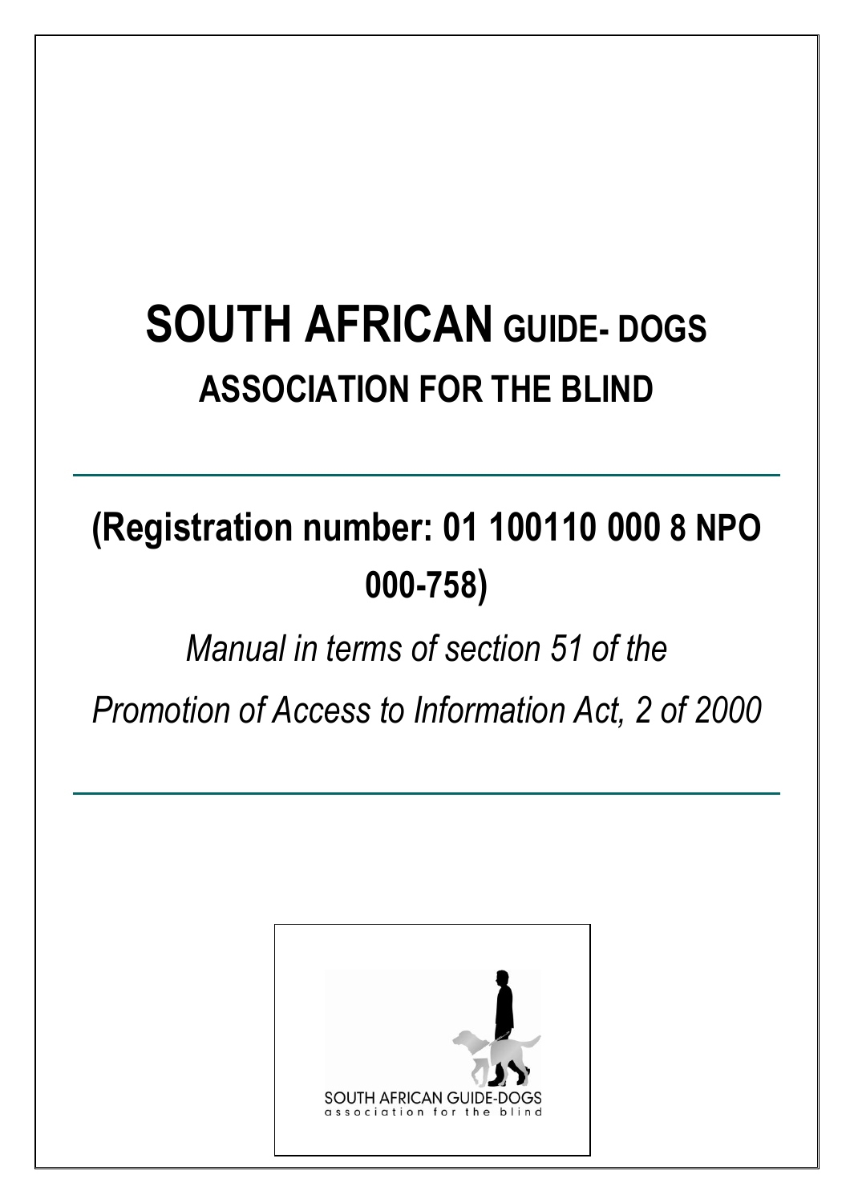# SOUTH AFRICAN GUIDE- DOGS ASSOCIATION FOR THE BLIND

---

## (Registration number: 01 100110 000 8 NPO 000-758)

*Manual in terms of section 51 of the*

*Promotion of Access to Information Act, 2 of 2000*

---

SOUTH AFRICAN GUIDE-DOGS
association for the blind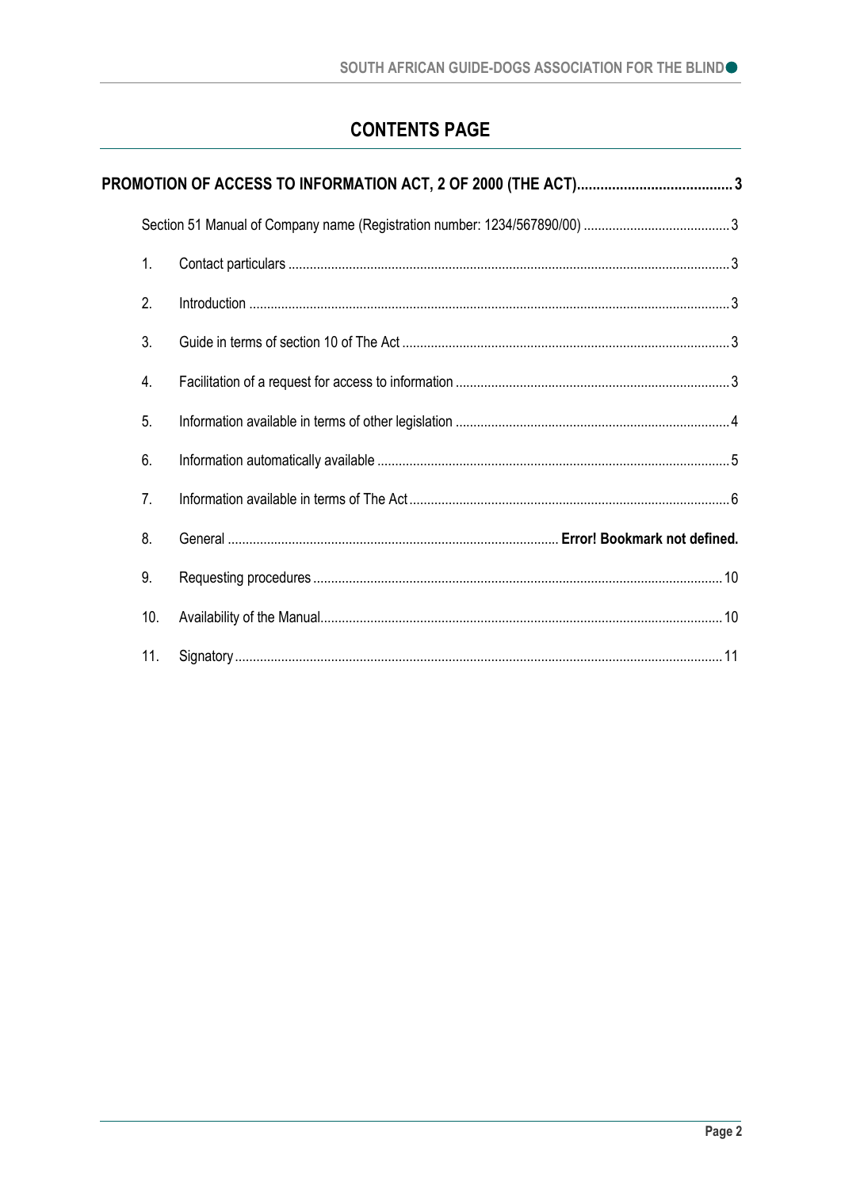# CONTENTS PAGE

**PROMOTION OF ACCESS TO INFORMATION ACT, 2 OF 2000 (THE ACT)........................................ 3**

Section 51 Manual of Company name (Registration number: 1234/567890/00) ........................................ 3

1. Contact particulars ........................................................................................................................ 3
2. Introduction ................................................................................................................................... 3
3. Guide in terms of section 10 of The Act ......................................................................................... 3
4. Facilitation of a request for access to information ........................................................................... 3
5. Information available in terms of other legislation ........................................................................... 4
6. Information automatically available ................................................................................................. 5
7. Information available in terms of The Act ........................................................................................ 6
8. General ........................................................................................... **Error! Bookmark not defined.**
9. Requesting procedures ................................................................................................................ 10
10. Availability of the Manual ............................................................................................................. 10
11. Signatory ...................................................................................................................................... 11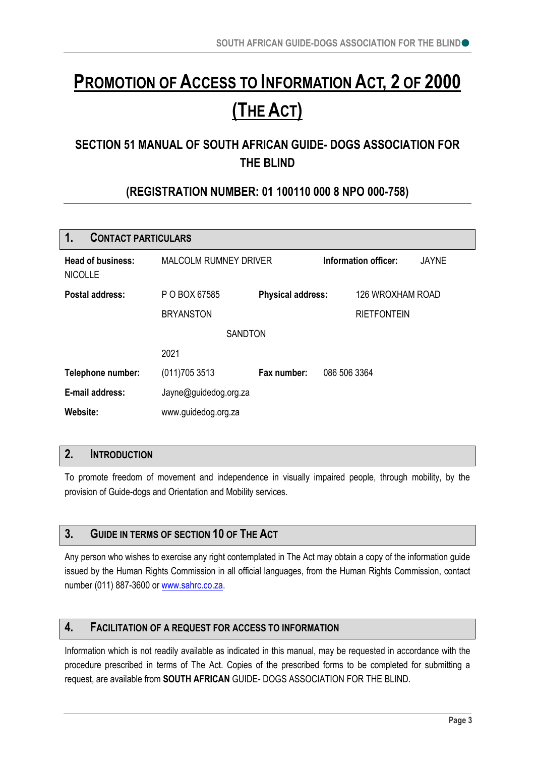# PROMOTION OF ACCESS TO INFORMATION ACT, 2 OF 2000 (THE ACT)

## SECTION 51 MANUAL OF SOUTH AFRICAN GUIDE- DOGS ASSOCIATION FOR THE BLIND

## (REGISTRATION NUMBER: 01 100110 000 8 NPO 000-758)

## 1. CONTACT PARTICULARS

**Head of business:** MALCOLM RUMNEY DRIVER

**Information officer:** JAYNE NICOLLE

**Postal address:** P O BOX 67585, BRYANSTON, SANDTON, 2021

**Physical address:** 126 WROXHAM ROAD, RIETFONTEIN

**Telephone number:** (011)705 3513

**Fax number:** 086 506 3364

**E-mail address:** Jayne@guidedog.org.za

**Website:** www.guidedog.org.za

## 2. INTRODUCTION

To promote freedom of movement and independence in visually impaired people, through mobility, by the provision of Guide-dogs and Orientation and Mobility services.

## 3. GUIDE IN TERMS OF SECTION 10 OF THE ACT

Any person who wishes to exercise any right contemplated in The Act may obtain a copy of the information guide issued by the Human Rights Commission in all official languages, from the Human Rights Commission, contact number (011) 887-3600 or www.sahrc.co.za.

## 4. FACILITATION OF A REQUEST FOR ACCESS TO INFORMATION

Information which is not readily available as indicated in this manual, may be requested in accordance with the procedure prescribed in terms of The Act. Copies of the prescribed forms to be completed for submitting a request, are available from **SOUTH AFRICAN** GUIDE- DOGS ASSOCIATION FOR THE BLIND.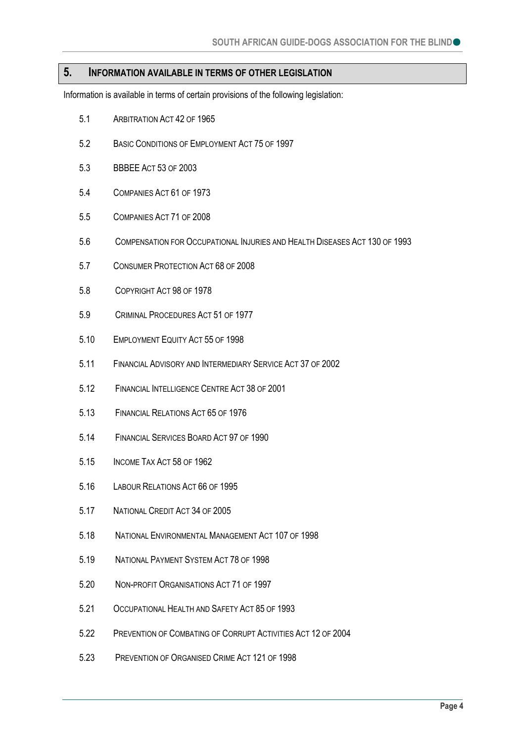## 5. INFORMATION AVAILABLE IN TERMS OF OTHER LEGISLATION

Information is available in terms of certain provisions of the following legislation:

5.1 ARBITRATION ACT 42 OF 1965

5.2 BASIC CONDITIONS OF EMPLOYMENT ACT 75 OF 1997

5.3 BBBEE ACT 53 OF 2003

5.4 COMPANIES ACT 61 OF 1973

5.5 COMPANIES ACT 71 OF 2008

5.6 COMPENSATION FOR OCCUPATIONAL INJURIES AND HEALTH DISEASES ACT 130 OF 1993

5.7 CONSUMER PROTECTION ACT 68 OF 2008

5.8 COPYRIGHT ACT 98 OF 1978

5.9 CRIMINAL PROCEDURES ACT 51 OF 1977

5.10 EMPLOYMENT EQUITY ACT 55 OF 1998

5.11 FINANCIAL ADVISORY AND INTERMEDIARY SERVICE ACT 37 OF 2002

5.12 FINANCIAL INTELLIGENCE CENTRE ACT 38 OF 2001

5.13 FINANCIAL RELATIONS ACT 65 OF 1976

5.14 FINANCIAL SERVICES BOARD ACT 97 OF 1990

5.15 INCOME TAX ACT 58 OF 1962

5.16 LABOUR RELATIONS ACT 66 OF 1995

5.17 NATIONAL CREDIT ACT 34 OF 2005

5.18 NATIONAL ENVIRONMENTAL MANAGEMENT ACT 107 OF 1998

5.19 NATIONAL PAYMENT SYSTEM ACT 78 OF 1998

5.20 NON-PROFIT ORGANISATIONS ACT 71 OF 1997

5.21 OCCUPATIONAL HEALTH AND SAFETY ACT 85 OF 1993

5.22 PREVENTION OF COMBATING OF CORRUPT ACTIVITIES ACT 12 OF 2004

5.23 PREVENTION OF ORGANISED CRIME ACT 121 OF 1998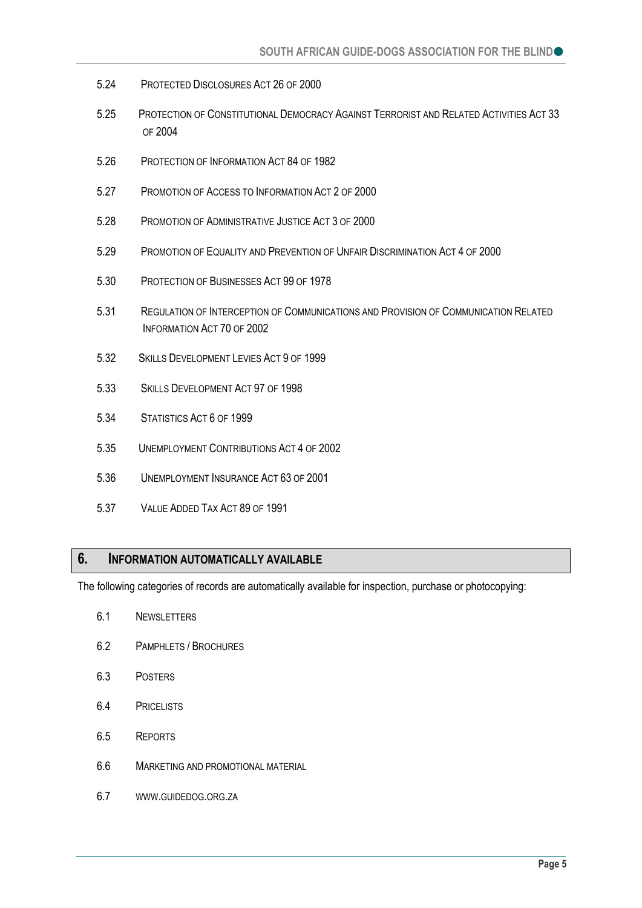- 5.24 Protected Disclosures Act 26 of 2000
- 5.25 Protection of Constitutional Democracy Against Terrorist and Related Activities Act 33 of 2004
- 5.26 Protection of Information Act 84 of 1982
- 5.27 Promotion of Access to Information Act 2 of 2000
- 5.28 Promotion of Administrative Justice Act 3 of 2000
- 5.29 Promotion of Equality and Prevention of Unfair Discrimination Act 4 of 2000
- 5.30 Protection of Businesses Act 99 of 1978
- 5.31 Regulation of Interception of Communications and Provision of Communication Related Information Act 70 of 2002
- 5.32 Skills Development Levies Act 9 of 1999
- 5.33 Skills Development Act 97 of 1998
- 5.34 Statistics Act 6 of 1999
- 5.35 Unemployment Contributions Act 4 of 2002
- 5.36 Unemployment Insurance Act 63 of 2001
- 5.37 Value Added Tax Act 89 of 1991

## 6. Information Automatically Available

The following categories of records are automatically available for inspection, purchase or photocopying:

- 6.1 Newsletters
- 6.2 Pamphlets / Brochures
- 6.3 Posters
- 6.4 Pricelists
- 6.5 Reports
- 6.6 Marketing and promotional material
- 6.7 www.guidedog.org.za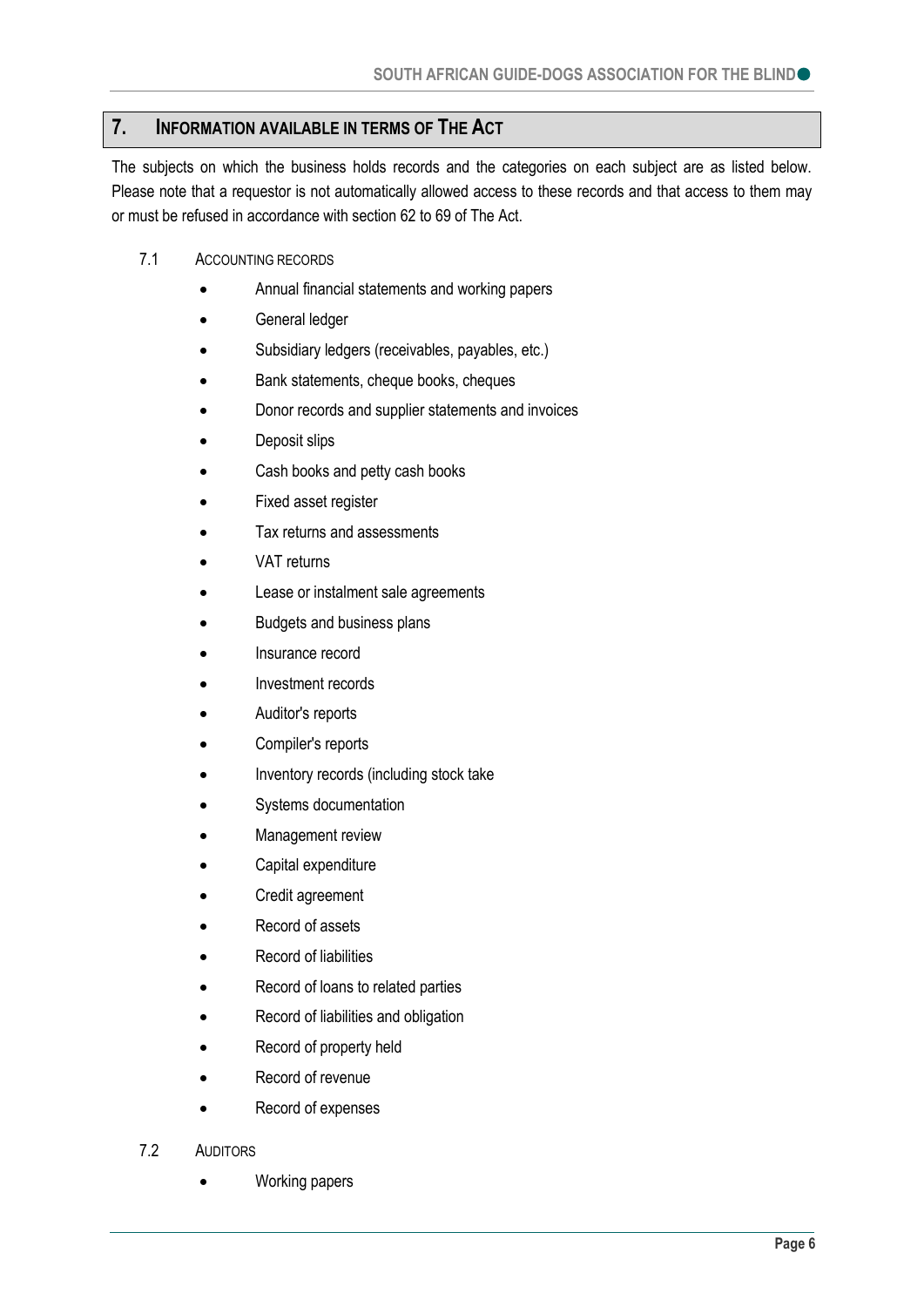## 7. INFORMATION AVAILABLE IN TERMS OF THE ACT

The subjects on which the business holds records and the categories on each subject are as listed below. Please note that a requestor is not automatically allowed access to these records and that access to them may or must be refused in accordance with section 62 to 69 of The Act.

### 7.1 ACCOUNTING RECORDS

- Annual financial statements and working papers
- General ledger
- Subsidiary ledgers (receivables, payables, etc.)
- Bank statements, cheque books, cheques
- Donor records and supplier statements and invoices
- Deposit slips
- Cash books and petty cash books
- Fixed asset register
- Tax returns and assessments
- VAT returns
- Lease or instalment sale agreements
- Budgets and business plans
- Insurance record
- Investment records
- Auditor's reports
- Compiler's reports
- Inventory records (including stock take
- Systems documentation
- Management review
- Capital expenditure
- Credit agreement
- Record of assets
- Record of liabilities
- Record of loans to related parties
- Record of liabilities and obligation
- Record of property held
- Record of revenue
- Record of expenses

### 7.2 AUDITORS

- Working papers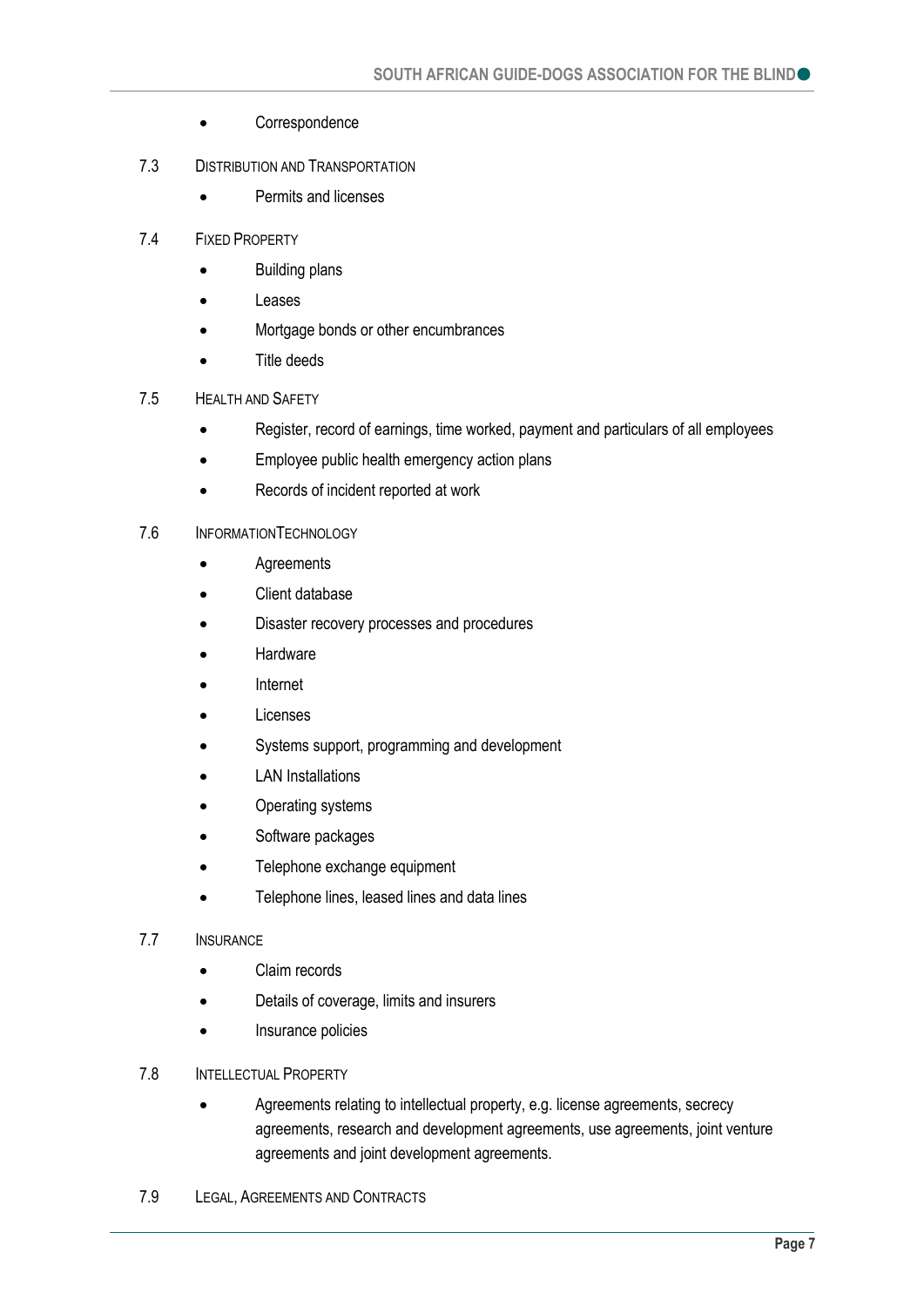- Correspondence

### 7.3 Distribution and Transportation

- Permits and licenses

### 7.4 Fixed Property

- Building plans
- Leases
- Mortgage bonds or other encumbrances
- Title deeds

### 7.5 Health and Safety

- Register, record of earnings, time worked, payment and particulars of all employees
- Employee public health emergency action plans
- Records of incident reported at work

### 7.6 InformationTechnology

- Agreements
- Client database
- Disaster recovery processes and procedures
- Hardware
- Internet
- Licenses
- Systems support, programming and development
- LAN Installations
- Operating systems
- Software packages
- Telephone exchange equipment
- Telephone lines, leased lines and data lines

### 7.7 Insurance

- Claim records
- Details of coverage, limits and insurers
- Insurance policies

### 7.8 Intellectual Property

- Agreements relating to intellectual property, e.g. license agreements, secrecy agreements, research and development agreements, use agreements, joint venture agreements and joint development agreements.

### 7.9 Legal, Agreements and Contracts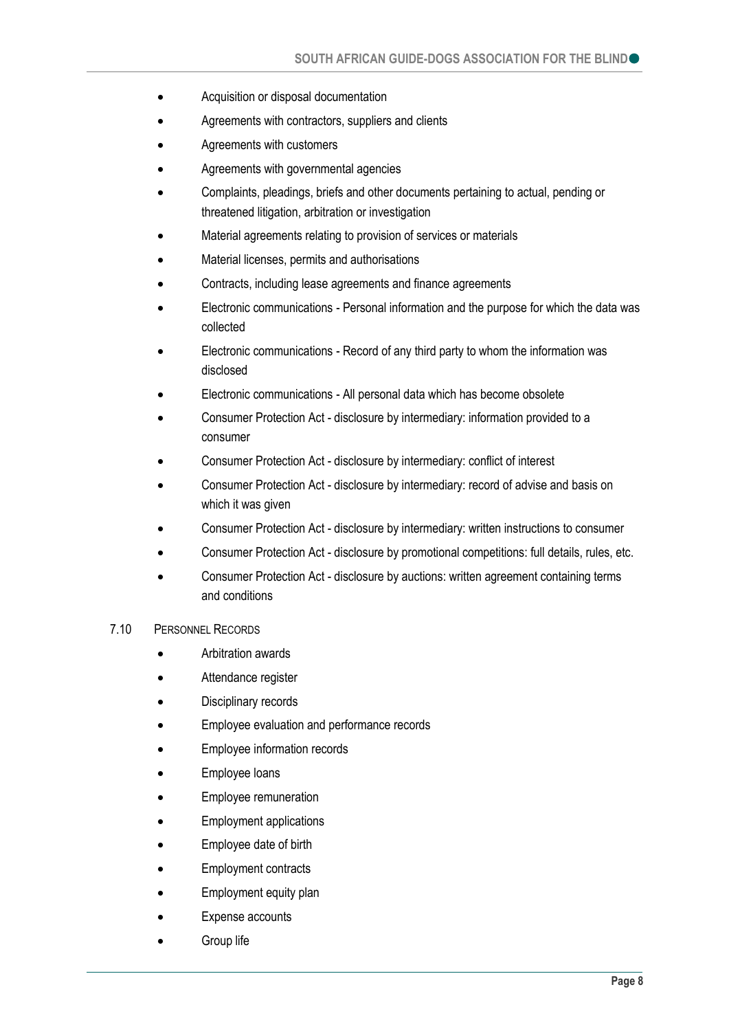- Acquisition or disposal documentation
- Agreements with contractors, suppliers and clients
- Agreements with customers
- Agreements with governmental agencies
- Complaints, pleadings, briefs and other documents pertaining to actual, pending or threatened litigation, arbitration or investigation
- Material agreements relating to provision of services or materials
- Material licenses, permits and authorisations
- Contracts, including lease agreements and finance agreements
- Electronic communications - Personal information and the purpose for which the data was collected
- Electronic communications - Record of any third party to whom the information was disclosed
- Electronic communications - All personal data which has become obsolete
- Consumer Protection Act - disclosure by intermediary: information provided to a consumer
- Consumer Protection Act - disclosure by intermediary: conflict of interest
- Consumer Protection Act - disclosure by intermediary: record of advise and basis on which it was given
- Consumer Protection Act - disclosure by intermediary: written instructions to consumer
- Consumer Protection Act - disclosure by promotional competitions: full details, rules, etc.
- Consumer Protection Act - disclosure by auctions: written agreement containing terms and conditions

## 7.10 Personnel Records

- Arbitration awards
- Attendance register
- Disciplinary records
- Employee evaluation and performance records
- Employee information records
- Employee loans
- Employee remuneration
- Employment applications
- Employee date of birth
- Employment contracts
- Employment equity plan
- Expense accounts
- Group life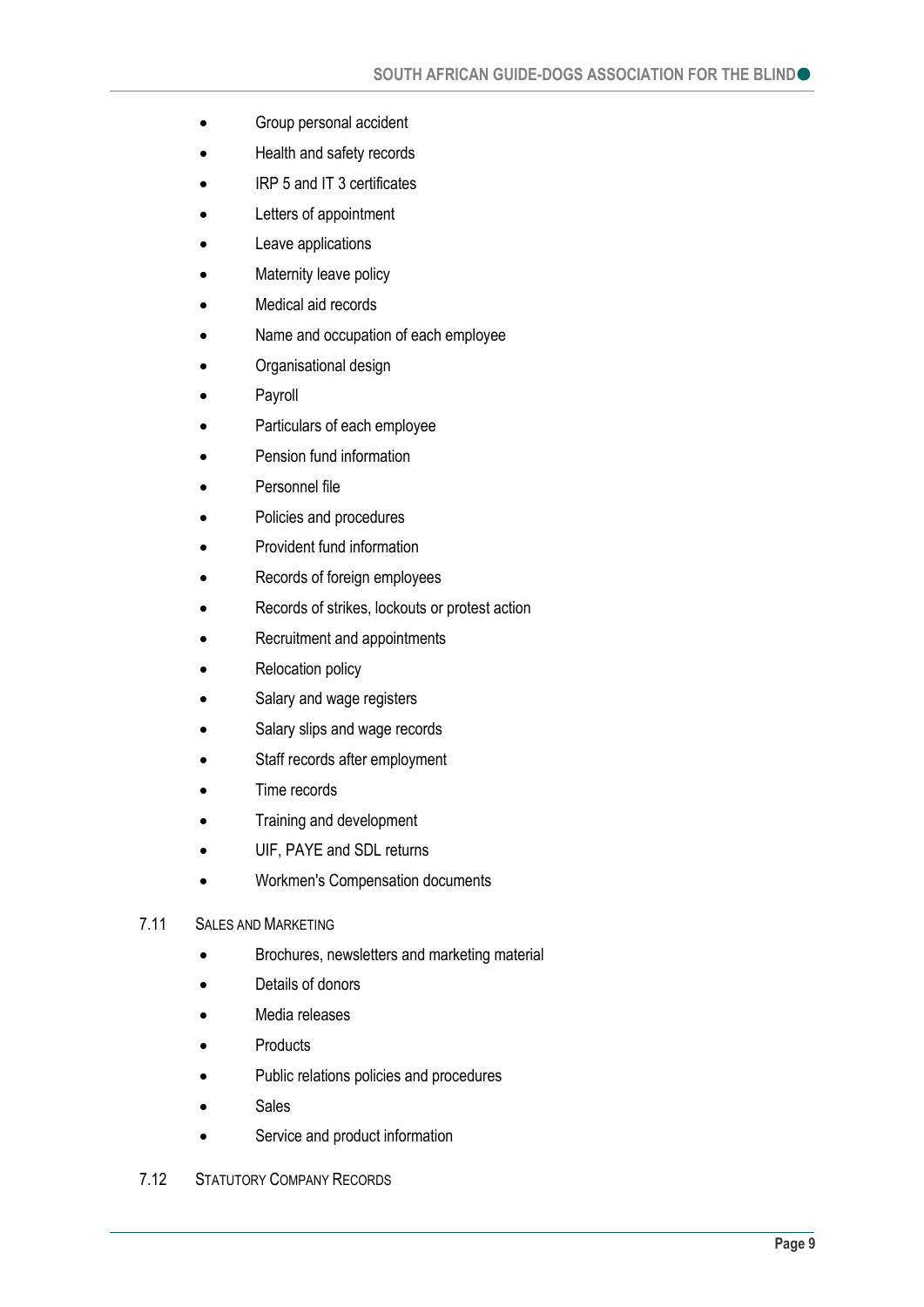- Group personal accident
- Health and safety records
- IRP 5 and IT 3 certificates
- Letters of appointment
- Leave applications
- Maternity leave policy
- Medical aid records
- Name and occupation of each employee
- Organisational design
- Payroll
- Particulars of each employee
- Pension fund information
- Personnel file
- Policies and procedures
- Provident fund information
- Records of foreign employees
- Records of strikes, lockouts or protest action
- Recruitment and appointments
- Relocation policy
- Salary and wage registers
- Salary slips and wage records
- Staff records after employment
- Time records
- Training and development
- UIF, PAYE and SDL returns
- Workmen's Compensation documents

### 7.11 Sales and Marketing

- Brochures, newsletters and marketing material
- Details of donors
- Media releases
- Products
- Public relations policies and procedures
- Sales
- Service and product information

### 7.12 Statutory Company Records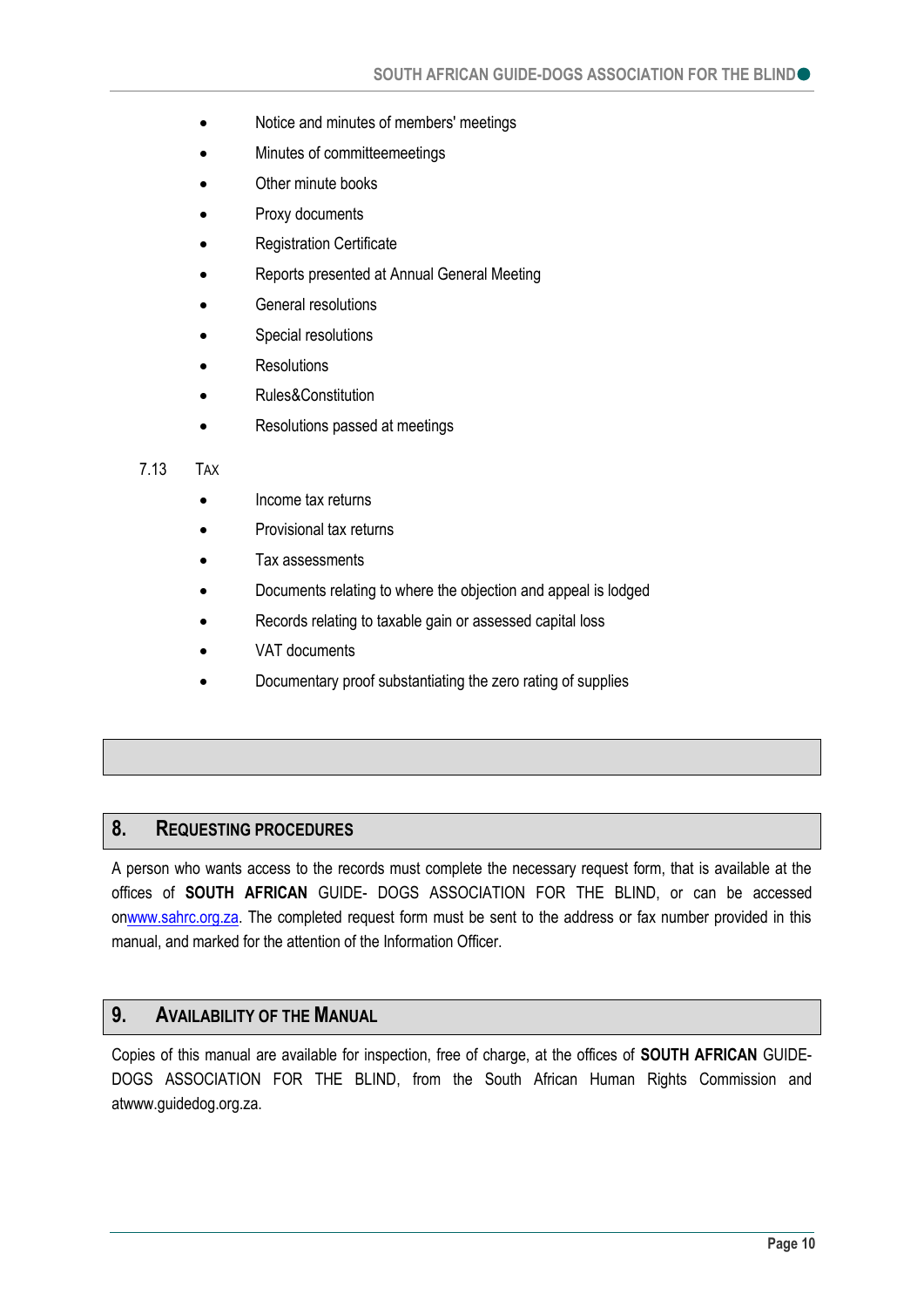- Notice and minutes of members' meetings
- Minutes of committeemeetings
- Other minute books
- Proxy documents
- Registration Certificate
- Reports presented at Annual General Meeting
- General resolutions
- Special resolutions
- Resolutions
- Rules&Constitution
- Resolutions passed at meetings

7.13 TAX

- Income tax returns
- Provisional tax returns
- Tax assessments
- Documents relating to where the objection and appeal is lodged
- Records relating to taxable gain or assessed capital loss
- VAT documents
- Documentary proof substantiating the zero rating of supplies

## 8. REQUESTING PROCEDURES

A person who wants access to the records must complete the necessary request form, that is available at the offices of **SOUTH AFRICAN** GUIDE- DOGS ASSOCIATION FOR THE BLIND, or can be accessed on[www.sahrc.org.za](http://www.sahrc.org.za). The completed request form must be sent to the address or fax number provided in this manual, and marked for the attention of the Information Officer.

## 9. AVAILABILITY OF THE MANUAL

Copies of this manual are available for inspection, free of charge, at the offices of **SOUTH AFRICAN** GUIDE-DOGS ASSOCIATION FOR THE BLIND, from the South African Human Rights Commission and atwww.guidedog.org.za.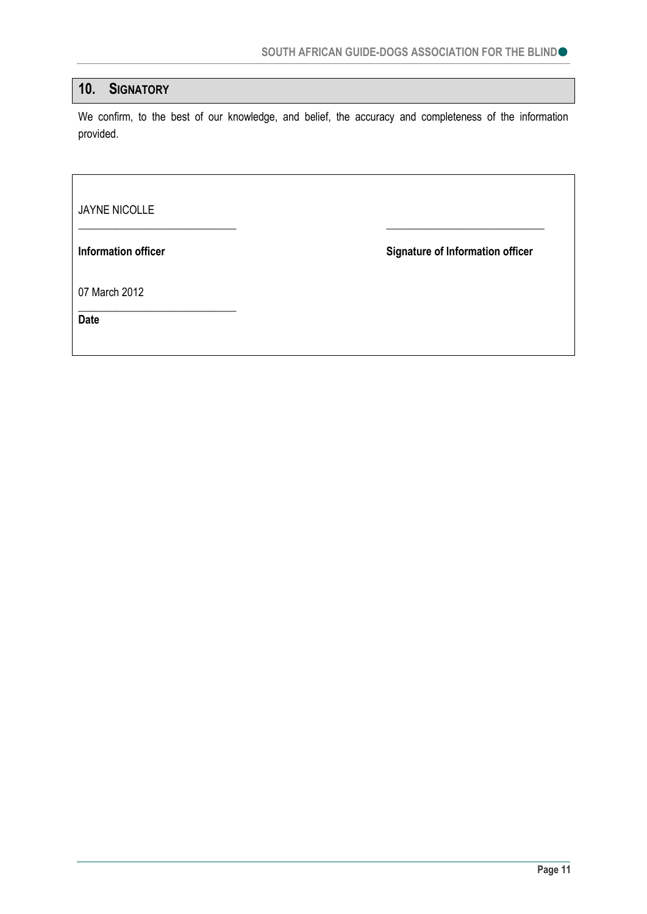## 10. SIGNATORY

We confirm, to the best of our knowledge, and belief, the accuracy and completeness of the information provided.

JAYNE NICOLLE

______________________________ ______________________________

**Information officer** **Signature of Information officer**

07 March 2012

______________________________

**Date**